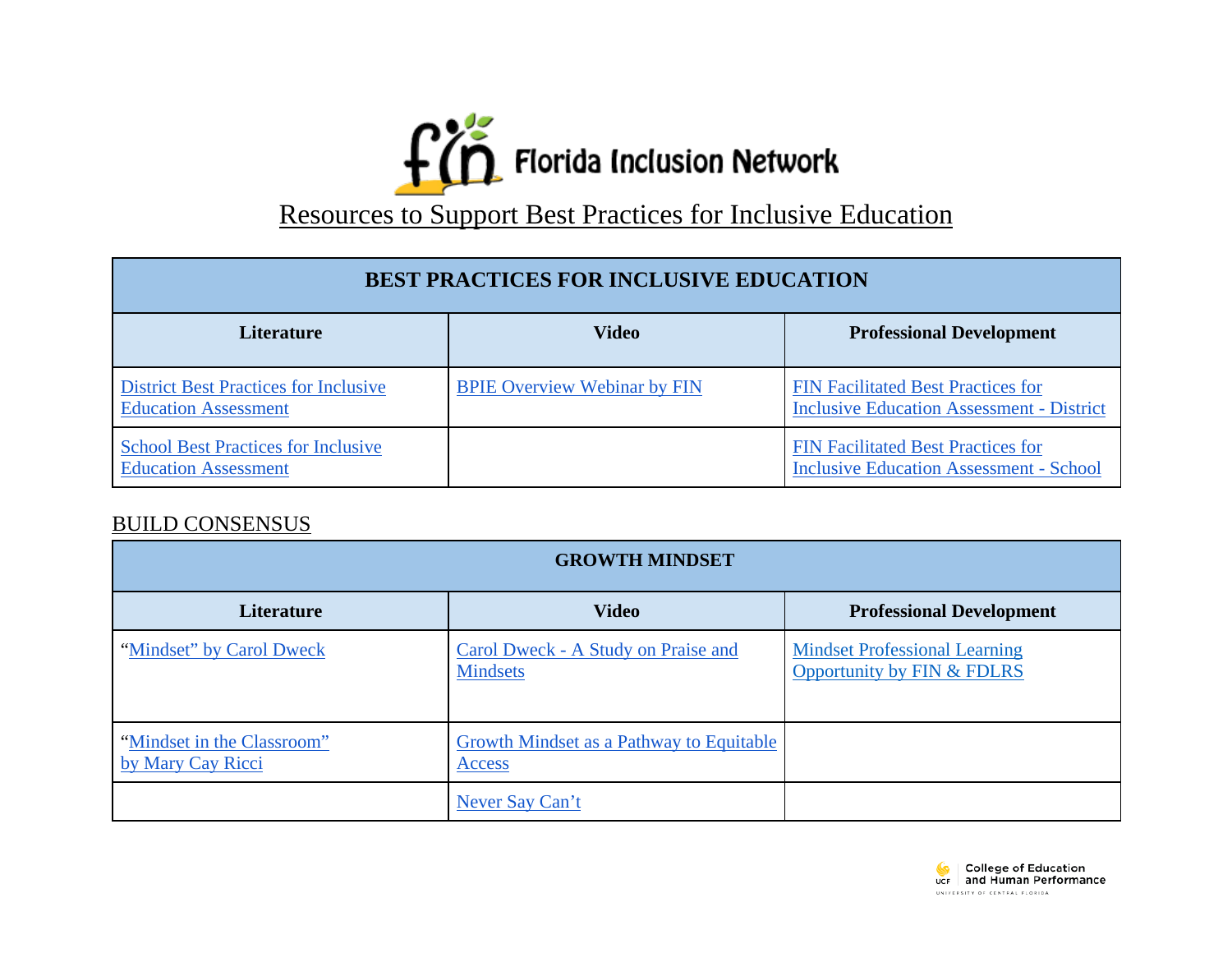# Florida Inclusion Network

## Resources to Support Best Practices for Inclusive Education

| BEST PRACTICES FOR INCLUSIVE EDUCATION | | |
|---|---|---|
| **Literature** | **Video** | **Professional Development** |
| District Best Practices for Inclusive Education Assessment | BPIE Overview Webinar by FIN | FIN Facilitated Best Practices for Inclusive Education Assessment - District |
| School Best Practices for Inclusive Education Assessment | | FIN Facilitated Best Practices for Inclusive Education Assessment - School |

## BUILD CONSENSUS

| GROWTH MINDSET | | |
|---|---|---|
| **Literature** | **Video** | **Professional Development** |
| "Mindset" by Carol Dweck | Carol Dweck - A Study on Praise and Mindsets | Mindset Professional Learning Opportunity by FIN & FDLRS |
| "Mindset in the Classroom" by Mary Cay Ricci | Growth Mindset as a Pathway to Equitable Access | |
| | Never Say Can't | |

UCF College of Education and Human Performance, University of Central Florida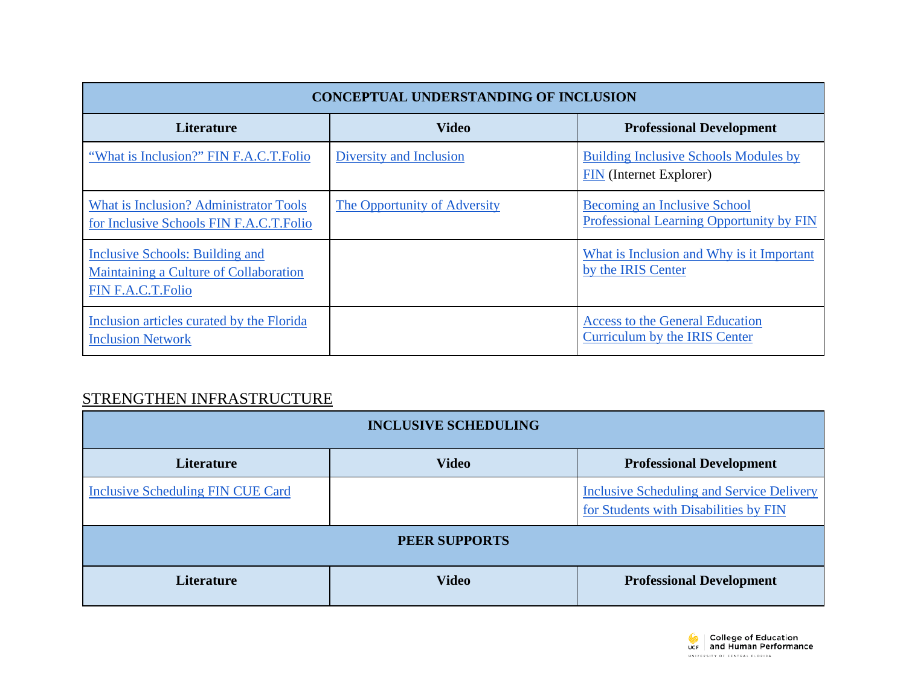| CONCEPTUAL UNDERSTANDING OF INCLUSION | | |
|---|---|---|
| **Literature** | **Video** | **Professional Development** |
| "What is Inclusion?" FIN F.A.C.T.Folio | Diversity and Inclusion | Building Inclusive Schools Modules by FIN (Internet Explorer) |
| What is Inclusion? Administrator Tools for Inclusive Schools FIN F.A.C.T.Folio | The Opportunity of Adversity | Becoming an Inclusive School Professional Learning Opportunity by FIN |
| Inclusive Schools: Building and Maintaining a Culture of Collaboration FIN F.A.C.T.Folio | | What is Inclusion and Why is it Important by the IRIS Center |
| Inclusion articles curated by the Florida Inclusion Network | | Access to the General Education Curriculum by the IRIS Center |

## STRENGTHEN INFRASTRUCTURE

| INCLUSIVE SCHEDULING | | |
|---|---|---|
| **Literature** | **Video** | **Professional Development** |
| Inclusive Scheduling FIN CUE Card | | Inclusive Scheduling and Service Delivery for Students with Disabilities by FIN |
| **PEER SUPPORTS** | | |
| **Literature** | **Video** | **Professional Development** |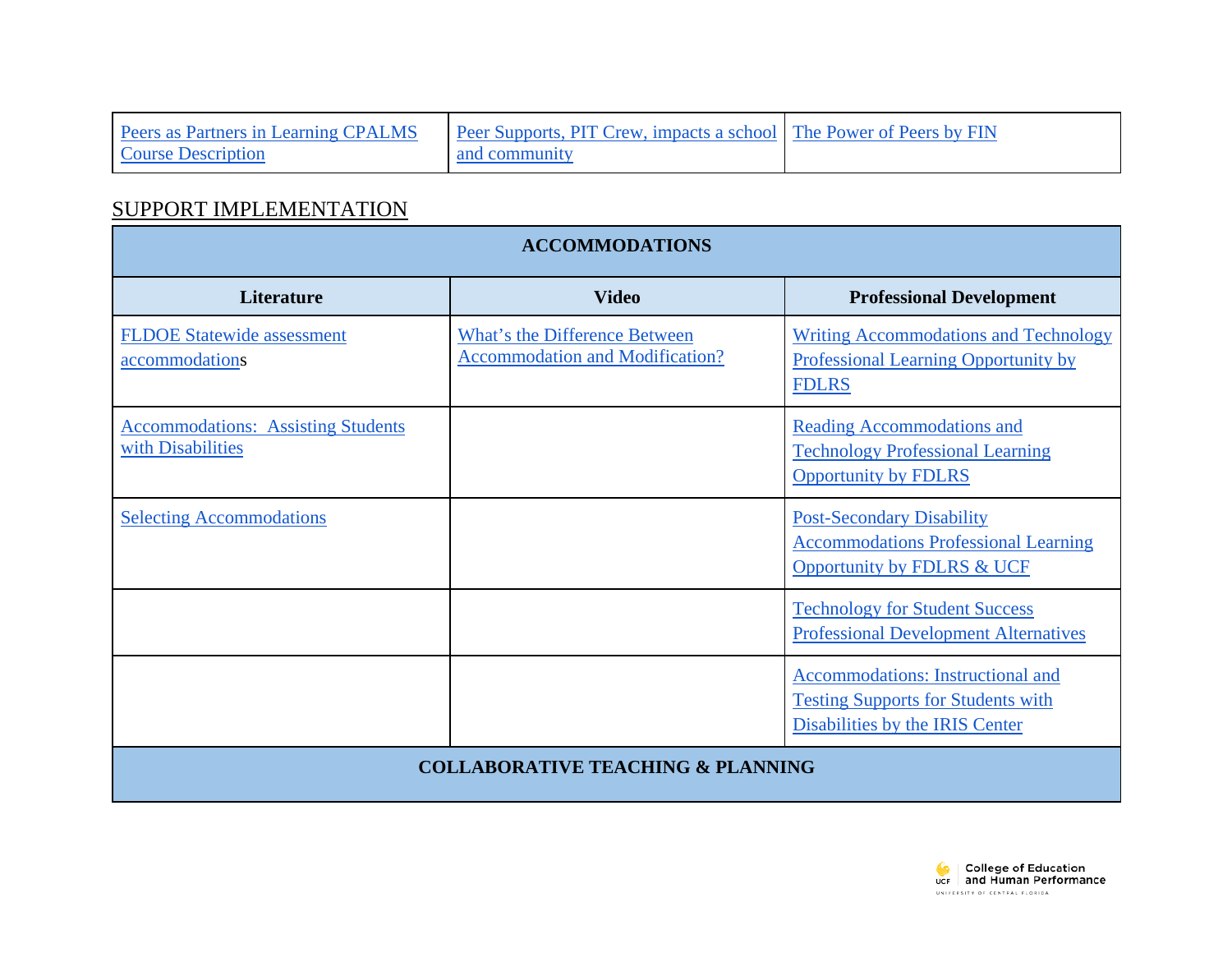| Peers as Partners in Learning CPALMS Course Description | Peer Supports, PIT Crew, impacts a school and community | The Power of Peers by FIN |
|---|---|---|

## SUPPORT IMPLEMENTATION

| ACCOMMODATIONS | | |
|---|---|---|
| **Literature** | **Video** | **Professional Development** |
| FLDOE Statewide assessment accommodations | What's the Difference Between Accommodation and Modification? | Writing Accommodations and Technology Professional Learning Opportunity by FDLRS |
| Accommodations: Assisting Students with Disabilities | | Reading Accommodations and Technology Professional Learning Opportunity by FDLRS |
| Selecting Accommodations | | Post-Secondary Disability Accommodations Professional Learning Opportunity by FDLRS & UCF |
| | | Technology for Student Success Professional Development Alternatives |
| | | Accommodations: Instructional and Testing Supports for Students with Disabilities by the IRIS Center |
| **COLLABORATIVE TEACHING & PLANNING** | | |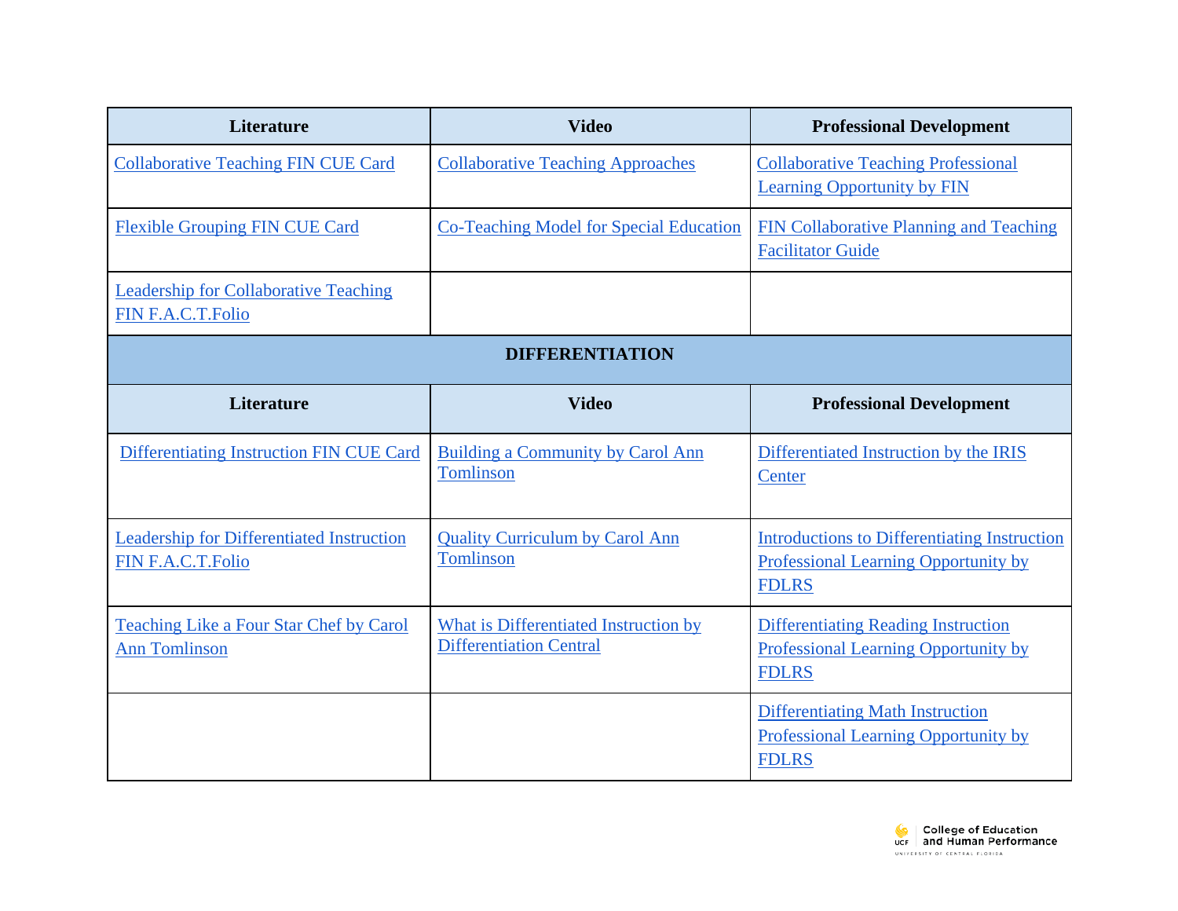| Literature | Video | Professional Development |
| --- | --- | --- |
| Collaborative Teaching FIN CUE Card | Collaborative Teaching Approaches | Collaborative Teaching Professional Learning Opportunity by FIN |
| Flexible Grouping FIN CUE Card | Co-Teaching Model for Special Education | FIN Collaborative Planning and Teaching Facilitator Guide |
| Leadership for Collaborative Teaching FIN F.A.C.T.Folio | | |
| **DIFFERENTIATION** | | |
| **Literature** | **Video** | **Professional Development** |
| Differentiating Instruction FIN CUE Card | Building a Community by Carol Ann Tomlinson | Differentiated Instruction by the IRIS Center |
| Leadership for Differentiated Instruction FIN F.A.C.T.Folio | Quality Curriculum by Carol Ann Tomlinson | Introductions to Differentiating Instruction Professional Learning Opportunity by FDLRS |
| Teaching Like a Four Star Chef by Carol Ann Tomlinson | What is Differentiated Instruction by Differentiation Central | Differentiating Reading Instruction Professional Learning Opportunity by FDLRS |
| | | Differentiating Math Instruction Professional Learning Opportunity by FDLRS |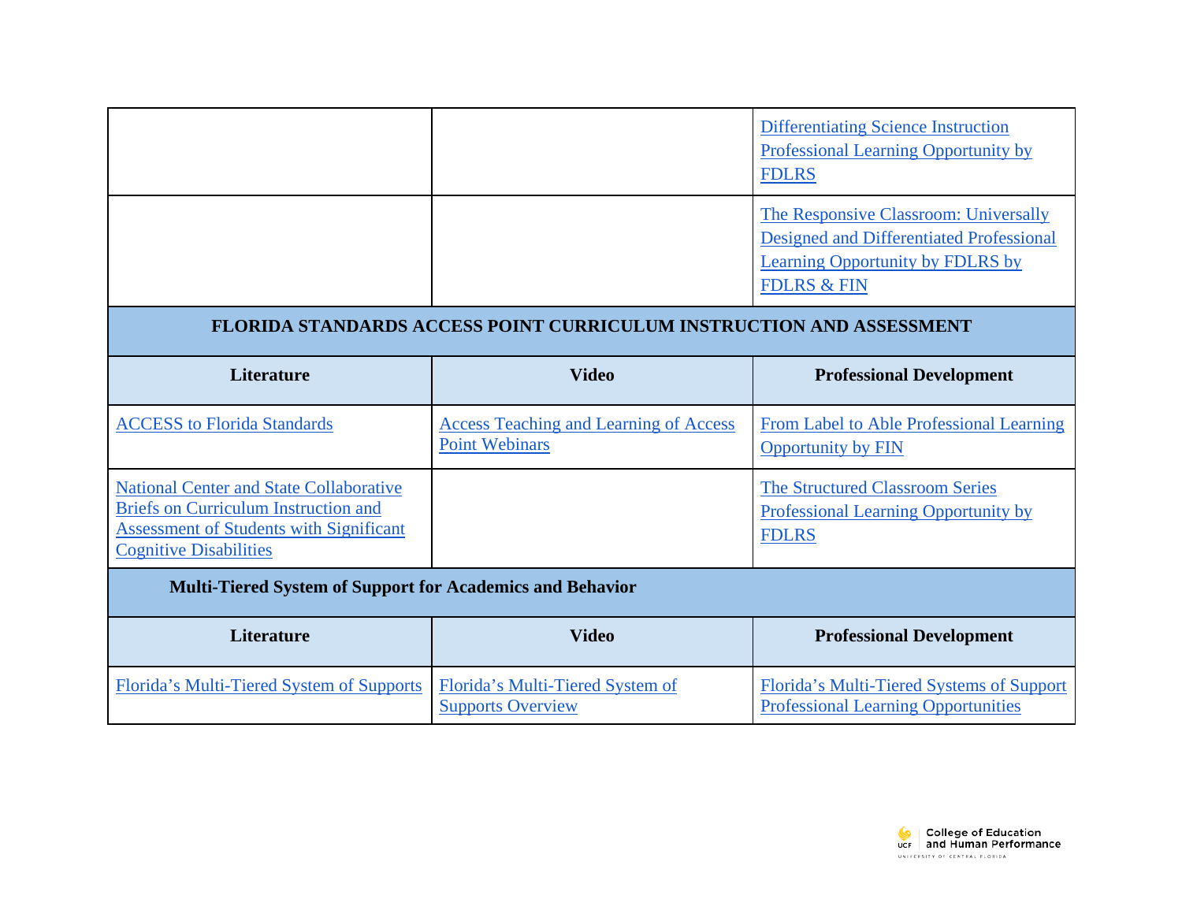| | | |
|---|---|---|
| | | [Differentiating Science Instruction Professional Learning Opportunity by FDLRS] |
| | | [The Responsive Classroom: Universally Designed and Differentiated Professional Learning Opportunity by FDLRS by FDLRS & FIN] |

**FLORIDA STANDARDS ACCESS POINT CURRICULUM INSTRUCTION AND ASSESSMENT**

| Literature | Video | Professional Development |
|---|---|---|
| ACCESS to Florida Standards | Access Teaching and Learning of Access Point Webinars | From Label to Able Professional Learning Opportunity by FIN |
| National Center and State Collaborative Briefs on Curriculum Instruction and Assessment of Students with Significant Cognitive Disabilities | | The Structured Classroom Series Professional Learning Opportunity by FDLRS |

**Multi-Tiered System of Support for Academics and Behavior**

| Literature | Video | Professional Development |
|---|---|---|
| Florida's Multi-Tiered System of Supports | Florida's Multi-Tiered System of Supports Overview | Florida's Multi-Tiered Systems of Support Professional Learning Opportunities |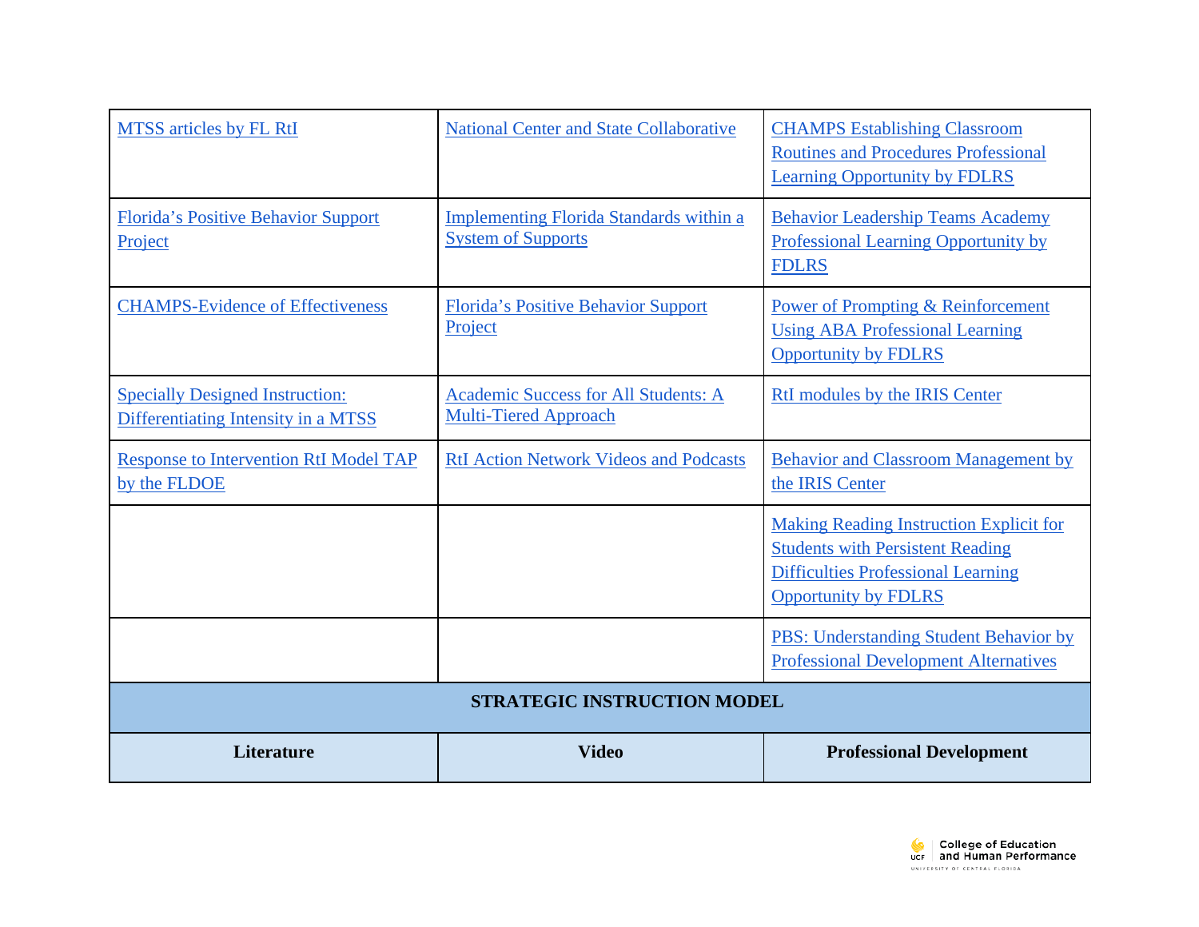| | | |
|---|---|---|
| MTSS articles by FL RtI | National Center and State Collaborative | CHAMPS Establishing Classroom Routines and Procedures Professional Learning Opportunity by FDLRS |
| Florida's Positive Behavior Support Project | Implementing Florida Standards within a System of Supports | Behavior Leadership Teams Academy Professional Learning Opportunity by FDLRS |
| CHAMPS-Evidence of Effectiveness | Florida's Positive Behavior Support Project | Power of Prompting & Reinforcement Using ABA Professional Learning Opportunity by FDLRS |
| Specially Designed Instruction: Differentiating Intensity in a MTSS | Academic Success for All Students: A Multi-Tiered Approach | RtI modules by the IRIS Center |
| Response to Intervention RtI Model TAP by the FLDOE | RtI Action Network Videos and Podcasts | Behavior and Classroom Management by the IRIS Center |
| | | Making Reading Instruction Explicit for Students with Persistent Reading Difficulties Professional Learning Opportunity by FDLRS |
| | | PBS: Understanding Student Behavior by Professional Development Alternatives |
| **STRATEGIC INSTRUCTION MODEL** | | |
| **Literature** | **Video** | **Professional Development** |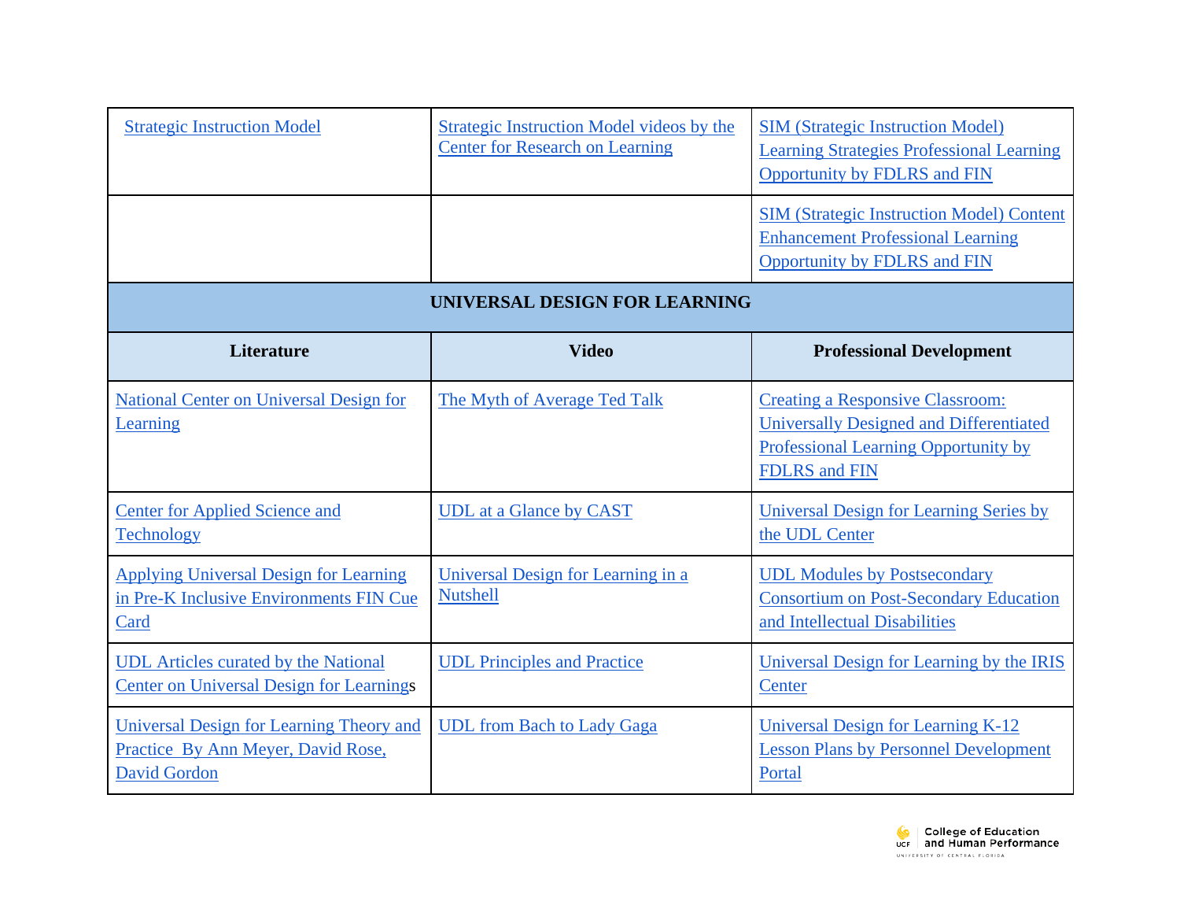| Strategic Instruction Model | Strategic Instruction Model videos by the Center for Research on Learning | SIM (Strategic Instruction Model) Learning Strategies Professional Learning Opportunity by FDLRS and FIN |
|---|---|---|
| | | SIM (Strategic Instruction Model) Content Enhancement Professional Learning Opportunity by FDLRS and FIN |
| **UNIVERSAL DESIGN FOR LEARNING** | | |
| **Literature** | **Video** | **Professional Development** |
| National Center on Universal Design for Learning | The Myth of Average Ted Talk | Creating a Responsive Classroom: Universally Designed and Differentiated Professional Learning Opportunity by FDLRS and FIN |
| Center for Applied Science and Technology | UDL at a Glance by CAST | Universal Design for Learning Series by the UDL Center |
| Applying Universal Design for Learning in Pre-K Inclusive Environments FIN Cue Card | Universal Design for Learning in a Nutshell | UDL Modules by Postsecondary Consortium on Post-Secondary Education and Intellectual Disabilities |
| UDL Articles curated by the National Center on Universal Design for Learnings | UDL Principles and Practice | Universal Design for Learning by the IRIS Center |
| Universal Design for Learning Theory and Practice By Ann Meyer, David Rose, David Gordon | UDL from Bach to Lady Gaga | Universal Design for Learning K-12 Lesson Plans by Personnel Development Portal |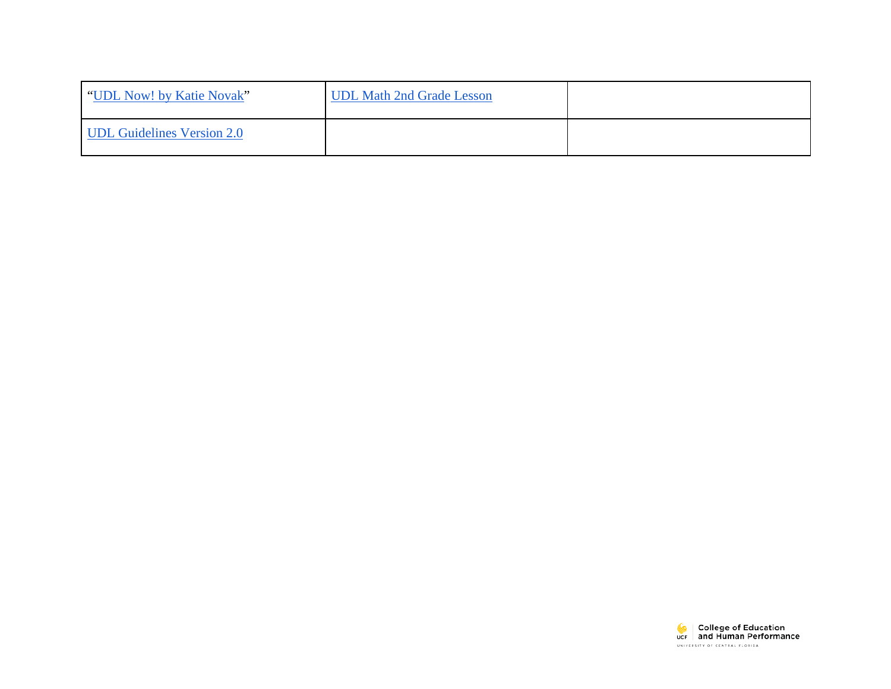| | | |
|---|---|---|
| "UDL Now! by Katie Novak" | UDL Math 2nd Grade Lesson | |
| UDL Guidelines Version 2.0 | | |